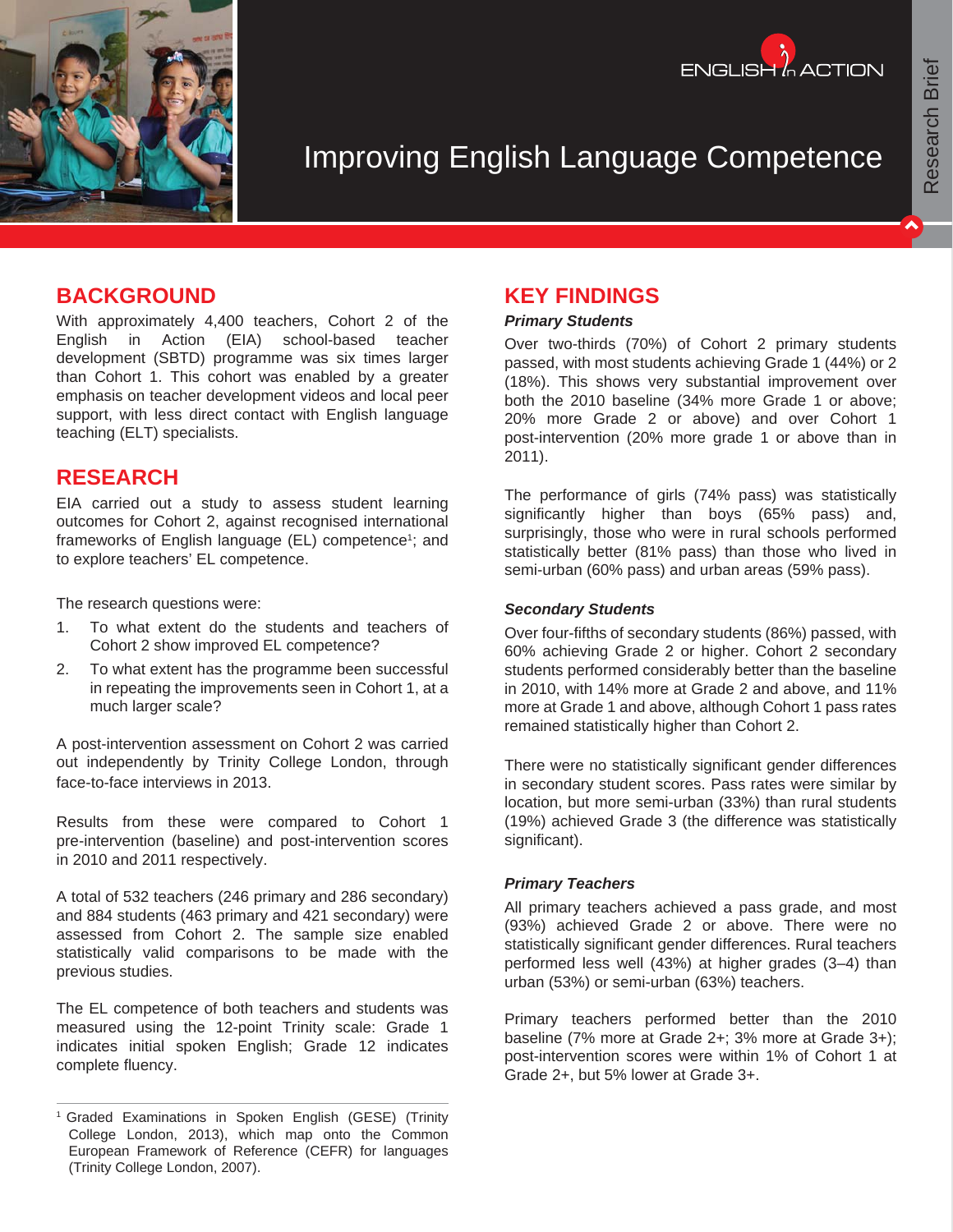ENGLISH in ACTION

# Improving English Language Competence

Research Brief

## BACKGROUND

With approximately 4,400 teachers, Cohort 2 of the English in Action (EIA) school-based teacher development (SBTD) programme was six times larger than Cohort 1. This cohort was enabled by a greater emphasis on teacher development videos and local peer support, with less direct contact with English language teaching (ELT) specialists.

## RESEARCH

EIA carried out a study to assess student learning outcomes for Cohort 2, against recognised international frameworks of English language (EL) competence[1]; and to explore teachers' EL competence.

The research questions were:

1. To what extent do the students and teachers of Cohort 2 show improved EL competence?
2. To what extent has the programme been successful in repeating the improvements seen in Cohort 1, at a much larger scale?

A post-intervention assessment on Cohort 2 was carried out independently by Trinity College London, through face-to-face interviews in 2013.

Results from these were compared to Cohort 1 pre-intervention (baseline) and post-intervention scores in 2010 and 2011 respectively.

A total of 532 teachers (246 primary and 286 secondary) and 884 students (463 primary and 421 secondary) were assessed from Cohort 2. The sample size enabled statistically valid comparisons to be made with the previous studies.

The EL competence of both teachers and students was measured using the 12-point Trinity scale: Grade 1 indicates initial spoken English; Grade 12 indicates complete fluency.

[1] Graded Examinations in Spoken English (GESE) (Trinity College London, 2013), which map onto the Common European Framework of Reference (CEFR) for languages (Trinity College London, 2007).

## KEY FINDINGS

### *Primary Students*

Over two-thirds (70%) of Cohort 2 primary students passed, with most students achieving Grade 1 (44%) or 2 (18%). This shows very substantial improvement over both the 2010 baseline (34% more Grade 1 or above; 20% more Grade 2 or above) and over Cohort 1 post-intervention (20% more grade 1 or above than in 2011).

The performance of girls (74% pass) was statistically significantly higher than boys (65% pass) and, surprisingly, those who were in rural schools performed statistically better (81% pass) than those who lived in semi-urban (60% pass) and urban areas (59% pass).

### *Secondary Students*

Over four-fifths of secondary students (86%) passed, with 60% achieving Grade 2 or higher. Cohort 2 secondary students performed considerably better than the baseline in 2010, with 14% more at Grade 2 and above, and 11% more at Grade 1 and above, although Cohort 1 pass rates remained statistically higher than Cohort 2.

There were no statistically significant gender differences in secondary student scores. Pass rates were similar by location, but more semi-urban (33%) than rural students (19%) achieved Grade 3 (the difference was statistically significant).

### *Primary Teachers*

All primary teachers achieved a pass grade, and most (93%) achieved Grade 2 or above. There were no statistically significant gender differences. Rural teachers performed less well (43%) at higher grades (3–4) than urban (53%) or semi-urban (63%) teachers.

Primary teachers performed better than the 2010 baseline (7% more at Grade 2+; 3% more at Grade 3+); post-intervention scores were within 1% of Cohort 1 at Grade 2+, but 5% lower at Grade 3+.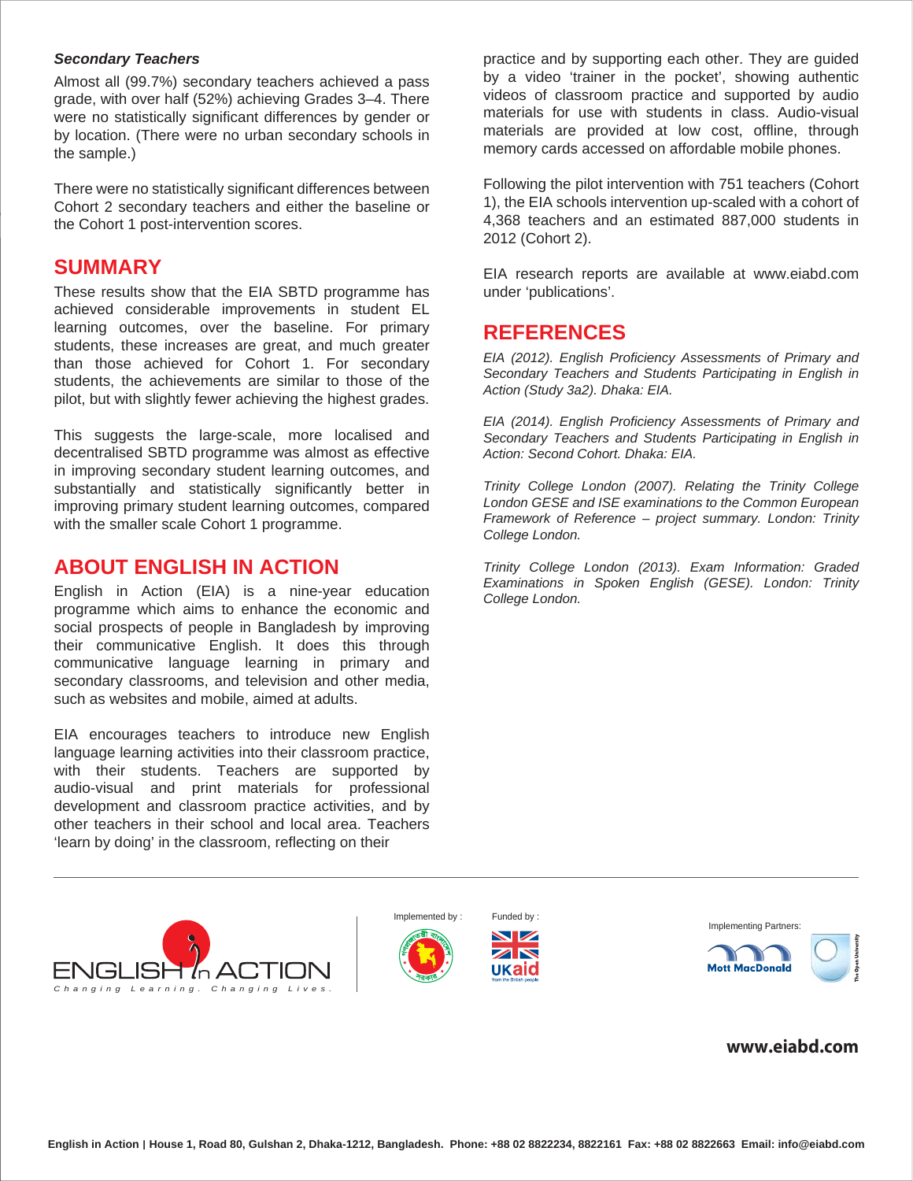*Secondary Teachers*

Almost all (99.7%) secondary teachers achieved a pass grade, with over half (52%) achieving Grades 3–4. There were no statistically significant differences by gender or by location. (There were no urban secondary schools in the sample.)

There were no statistically significant differences between Cohort 2 secondary teachers and either the baseline or the Cohort 1 post-intervention scores.

## SUMMARY

These results show that the EIA SBTD programme has achieved considerable improvements in student EL learning outcomes, over the baseline. For primary students, these increases are great, and much greater than those achieved for Cohort 1. For secondary students, the achievements are similar to those of the pilot, but with slightly fewer achieving the highest grades.

This suggests the large-scale, more localised and decentralised SBTD programme was almost as effective in improving secondary student learning outcomes, and substantially and statistically significantly better in improving primary student learning outcomes, compared with the smaller scale Cohort 1 programme.

## ABOUT ENGLISH IN ACTION

English in Action (EIA) is a nine-year education programme which aims to enhance the economic and social prospects of people in Bangladesh by improving their communicative English. It does this through communicative language learning in primary and secondary classrooms, and television and other media, such as websites and mobile, aimed at adults.

EIA encourages teachers to introduce new English language learning activities into their classroom practice, with their students. Teachers are supported by audio-visual and print materials for professional development and classroom practice activities, and by other teachers in their school and local area. Teachers 'learn by doing' in the classroom, reflecting on their practice and by supporting each other. They are guided by a video 'trainer in the pocket', showing authentic videos of classroom practice and supported by audio materials for use with students in class. Audio-visual materials are provided at low cost, offline, through memory cards accessed on affordable mobile phones.

Following the pilot intervention with 751 teachers (Cohort 1), the EIA schools intervention up-scaled with a cohort of 4,368 teachers and an estimated 887,000 students in 2012 (Cohort 2).

EIA research reports are available at www.eiabd.com under 'publications'.

## REFERENCES

*EIA (2012). English Proficiency Assessments of Primary and Secondary Teachers and Students Participating in English in Action (Study 3a2). Dhaka: EIA.*

*EIA (2014). English Proficiency Assessments of Primary and Secondary Teachers and Students Participating in English in Action: Second Cohort. Dhaka: EIA.*

*Trinity College London (2007). Relating the Trinity College London GESE and ISE examinations to the Common European Framework of Reference – project summary. London: Trinity College London.*

*Trinity College London (2013). Exam Information: Graded Examinations in Spoken English (GESE). London: Trinity College London.*

ENGLISH in ACTION
Changing Learning. Changing Lives.

Implemented by :

Funded by :

Implementing Partners:

**www.eiabd.com**

**English in Action | House 1, Road 80, Gulshan 2, Dhaka-1212, Bangladesh. Phone: +88 02 8822234, 8822161 Fax: +88 02 8822663 Email: info@eiabd.com**